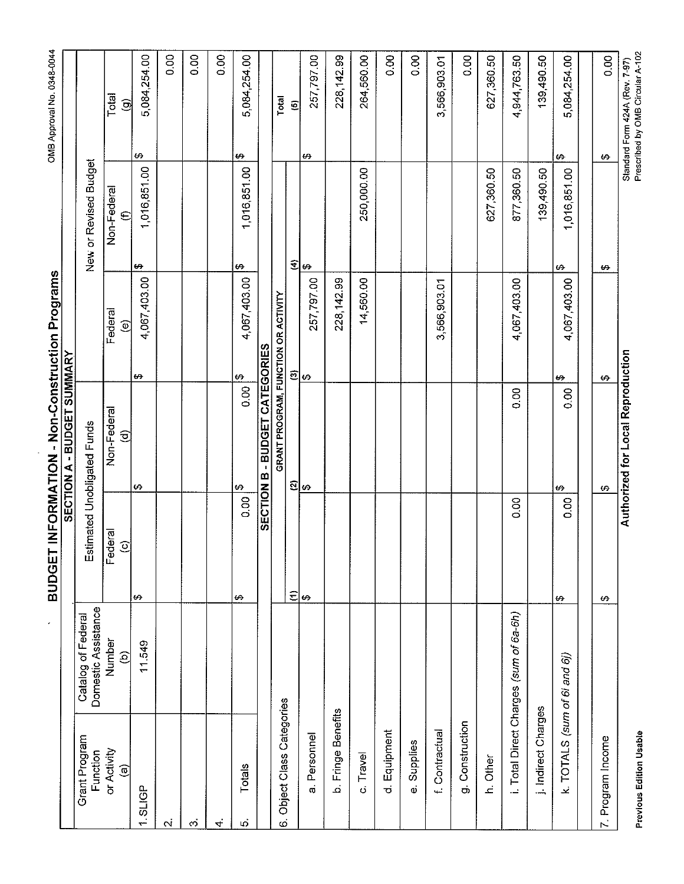# BUDGET INFORMATION - Non-Construction Programs

OMB Approval No. 0348-0044

## SECTION A - BUDGET SUMMARY

| Grant Program Function or Activity (a) | Catalog of Federal Domestic Assistance Number (b) | Estimated Unobligated Funds | | New or Revised Budget | | |
|---|---|---|---|---|---|---|
| | | Federal (c) | Non-Federal (d) | Federal (e) | Non-Federal (f) | Total (g) |
| 1. SLIGP | 11.549 | $ | $ | $ 4,067,403.00 | $ 1,016,851.00 | $ 5,084,254.00 |
| 2. | | | | | | 0.00 |
| 3. | | | | | | 0.00 |
| 4. | | | | | | 0.00 |
| 5. Totals | | $ 0.00 | $ 0.00 | $ 4,067,403.00 | $ 1,016,851.00 | $ 5,084,254.00 |

## SECTION B - BUDGET CATEGORIES

| 6. Object Class Categories | GRANT PROGRAM, FUNCTION OR ACTIVITY | | | | Total |
|---|---|---|---|---|---|
| | (1) | (2) | (3) | (4) | (5) |
| a. Personnel | $ | $ | $ 257,797.00 | $ | $ 257,797.00 |
| b. Fringe Benefits | | | 228,142.99 | | 228,142.99 |
| c. Travel | | | 14,560.00 | 250,000.00 | 264,560.00 |
| d. Equipment | | | | | 0.00 |
| e. Supplies | | | | | 0.00 |
| f. Contractual | | | 3,566,903.01 | | 3,566,903.01 |
| g. Construction | | | | | 0.00 |
| h. Other | | | | 627,360.50 | 627,360.50 |
| i. Total Direct Charges *(sum of 6a-6h)* | 0.00 | 0.00 | 4,067,403.00 | 877,360.50 | 4,944,763.50 |
| j. Indirect Charges | | | | 139,490.50 | 139,490.50 |
| k. TOTALS *(sum of 6i and 6j)* | $ 0.00 | $ 0.00 | $ 4,067,403.00 | $ 1,016,851.00 | $ 5,084,254.00 |
| 7. Program Income | $ | $ | $ | $ | $ 0.00 |

Authorized for Local Reproduction

Previous Edition Usable

Standard Form 424A (Rev. 7-97)
Prescribed by OMB Circular A-102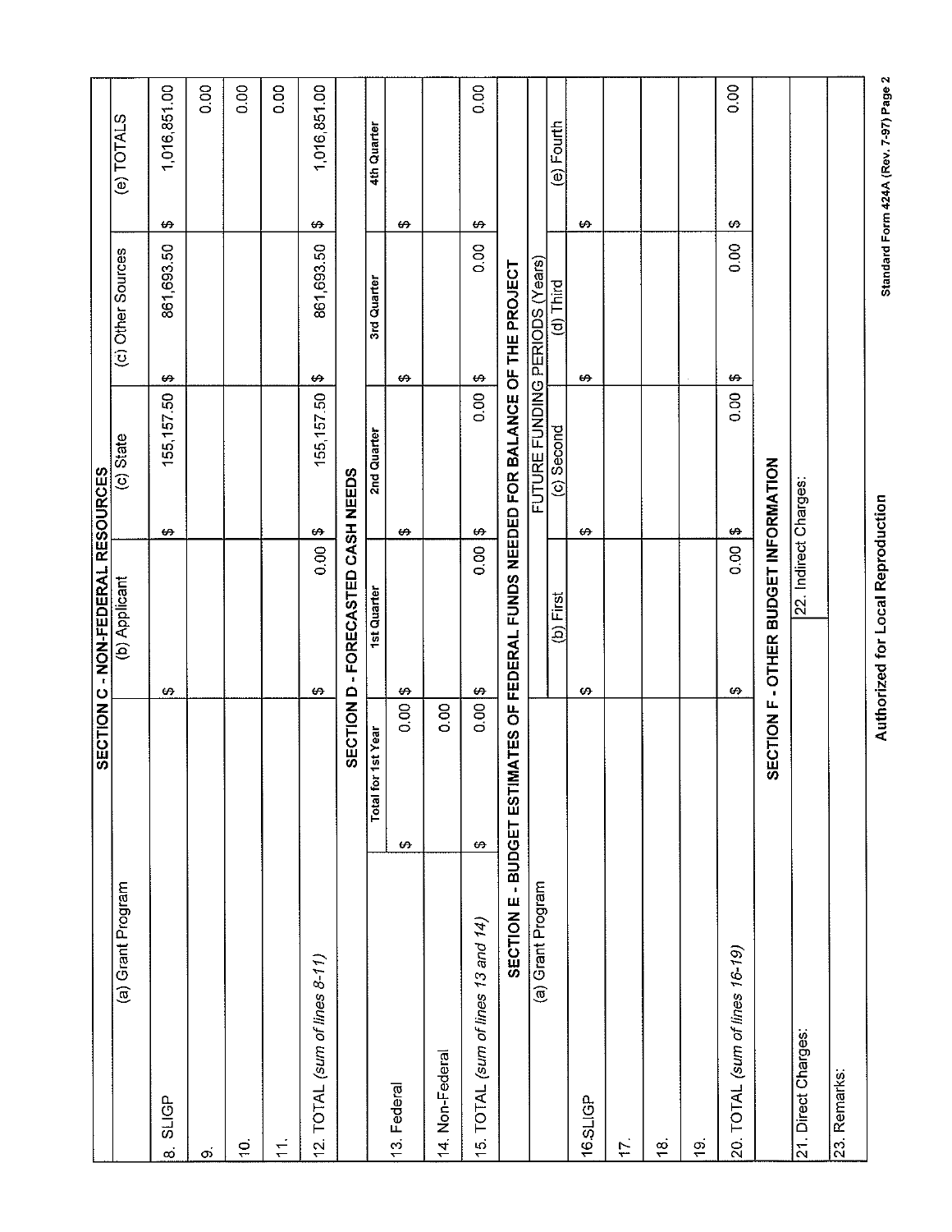## SECTION C - NON-FEDERAL RESOURCES

| (a) Grant Program | (b) Applicant | (c) State | (c) Other Sources | (e) TOTALS |
|---|---|---|---|---|
| 8. SLIGP | $ | $ 155,157.50 | $ 861,693.50 | $ 1,016,851.00 |
| 9. | | | | 0.00 |
| 10. | | | | 0.00 |
| 11. | | | | 0.00 |
| 12. TOTAL *(sum of lines 8-11)* | $ 0.00 | $ 155,157.50 | $ 861,693.50 | $ 1,016,851.00 |

## SECTION D - FORECASTED CASH NEEDS

| | Total for 1st Year | 1st Quarter | 2nd Quarter | 3rd Quarter | 4th Quarter |
|---|---|---|---|---|---|
| 13. Federal | $ 0.00 | $ | $ | $ | $ |
| 14. Non-Federal | 0.00 | | | | |
| 15. TOTAL *(sum of lines 13 and 14)* | $ 0.00 | $ 0.00 | $ 0.00 | $ 0.00 | $ 0.00 |

## SECTION E - BUDGET ESTIMATES OF FEDERAL FUNDS NEEDED FOR BALANCE OF THE PROJECT

| (a) Grant Program | FUTURE FUNDING PERIODS (Years) | | | |
|---|---|---|---|---|
| | (b) First | (c) Second | (d) Third | (e) Fourth |
| 16.SLIGP | $ | $ | $ | $ |
| 17. | | | | |
| 18. | | | | |
| 19. | | | | |
| 20. TOTAL *(sum of lines 16-19)* | $ 0.00 | $ 0.00 | $ 0.00 | $ 0.00 |

## SECTION F - OTHER BUDGET INFORMATION

| 21. Direct Charges: | 22. Indirect Charges: |
|---|---|
| 23. Remarks: | |

Authorized for Local Reproduction

Standard Form 424A (Rev. 7-97) Page 2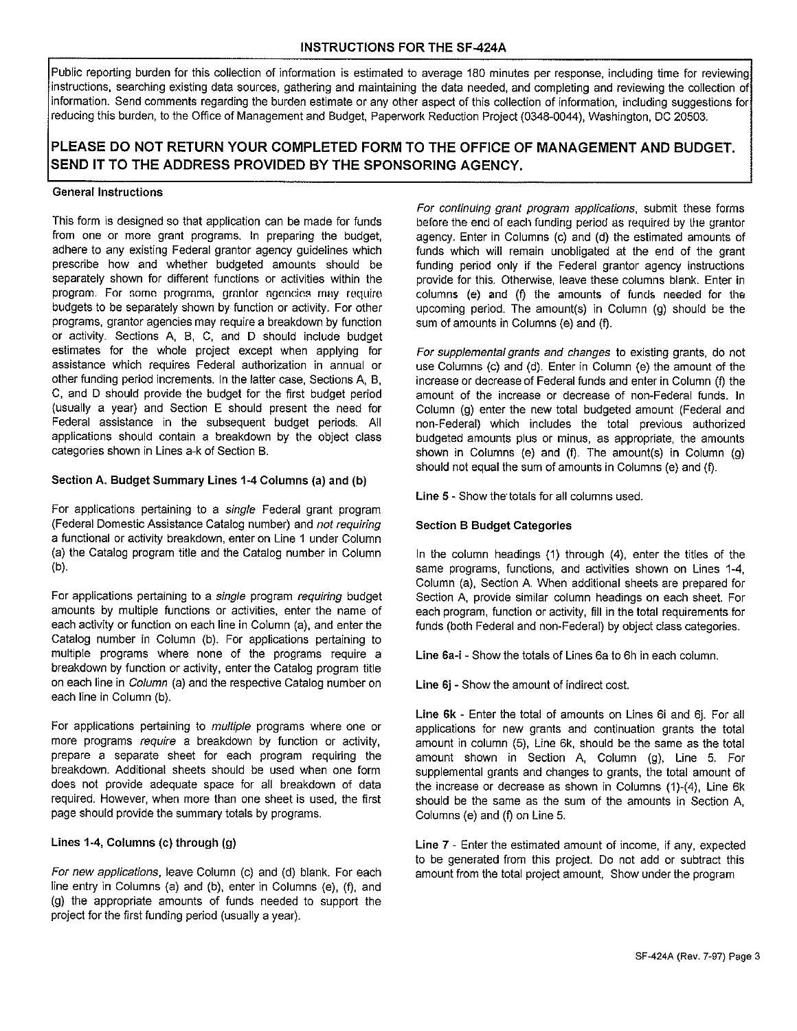## INSTRUCTIONS FOR THE SF-424A

Public reporting burden for this collection of information is estimated to average 180 minutes per response, including time for reviewing instructions, searching existing data sources, gathering and maintaining the data needed, and completing and reviewing the collection of information. Send comments regarding the burden estimate or any other aspect of this collection of information, including suggestions for reducing this burden, to the Office of Management and Budget, Paperwork Reduction Project (0348-0044), Washington, DC 20503.

**PLEASE DO NOT RETURN YOUR COMPLETED FORM TO THE OFFICE OF MANAGEMENT AND BUDGET. SEND IT TO THE ADDRESS PROVIDED BY THE SPONSORING AGENCY.**

### General Instructions

This form is designed so that application can be made for funds from one or more grant programs. In preparing the budget, adhere to any existing Federal grantor agency guidelines which prescribe how and whether budgeted amounts should be separately shown for different functions or activities within the program. For some programs, grantor agencies may require budgets to be separately shown by function or activity. For other programs, grantor agencies may require a breakdown by function or activity. Sections A, B, C, and D should include budget estimates for the whole project except when applying for assistance which requires Federal authorization in annual or other funding period increments. In the latter case, Sections A, B, C, and D should provide the budget for the first budget period (usually a year) and Section E should present the need for Federal assistance in the subsequent budget periods. All applications should contain a breakdown by the object class categories shown in Lines a-k of Section B.

### Section A. Budget Summary Lines 1-4 Columns (a) and (b)

For applications pertaining to a *single* Federal grant program (Federal Domestic Assistance Catalog number) and *not requiring* a functional or activity breakdown, enter on Line 1 under Column (a) the Catalog program title and the Catalog number in Column (b).

For applications pertaining to a *single* program *requiring* budget amounts by multiple functions or activities, enter the name of each activity or function on each line in Column (a), and enter the Catalog number in Column (b). For applications pertaining to multiple programs where none of the programs require a breakdown by function or activity, enter the Catalog program title on each line in *Column* (a) and the respective Catalog number on each line in Column (b).

For applications pertaining to *multiple* programs where one or more programs *require* a breakdown by function or activity, prepare a separate sheet for each program requiring the breakdown. Additional sheets should be used when one form does not provide adequate space for all breakdown of data required. However, when more than one sheet is used, the first page should provide the summary totals by programs.

### Lines 1-4, Columns (c) through (g)

*For new applications*, leave Column (c) and (d) blank. For each line entry in Columns (a) and (b), enter in Columns (e), (f), and (g) the appropriate amounts of funds needed to support the project for the first funding period (usually a year).

*For continuing grant program applications*, submit these forms before the end of each funding period as required by the grantor agency. Enter in Columns (c) and (d) the estimated amounts of funds which will remain unobligated at the end of the grant funding period only if the Federal grantor agency instructions provide for this. Otherwise, leave these columns blank. Enter in columns (e) and (f) the amounts of funds needed for the upcoming period. The amount(s) in Column (g) should be the sum of amounts in Columns (e) and (f).

*For supplemental grants and changes* to existing grants, do not use Columns (c) and (d). Enter in Column (e) the amount of the increase or decrease of Federal funds and enter in Column (f) the amount of the increase or decrease of non-Federal funds. In Column (g) enter the new total budgeted amount (Federal and non-Federal) which includes the total previous authorized budgeted amounts plus or minus, as appropriate, the amounts shown in Columns (e) and (f). The amount(s) in Column (g) should not equal the sum of amounts in Columns (e) and (f).

**Line 5** - Show the totals for all columns used.

### Section B Budget Categories

In the column headings (1) through (4), enter the titles of the same programs, functions, and activities shown on Lines 1-4, Column (a), Section A. When additional sheets are prepared for Section A, provide similar column headings on each sheet. For each program, function or activity, fill in the total requirements for funds (both Federal and non-Federal) by object class categories.

**Line 6a-i** - Show the totals of Lines 6a to 6h in each column.

**Line 6j** - Show the amount of indirect cost.

**Line 6k** - Enter the total of amounts on Lines 6i and 6j. For all applications for new grants and continuation grants the total amount in column (5), Line 6k, should be the same as the total amount shown in Section A, Column (g), Line 5. For supplemental grants and changes to grants, the total amount of the increase or decrease as shown in Columns (1)-(4), Line 6k should be the same as the sum of the amounts in Section A, Columns (e) and (f) on Line 5.

**Line 7** - Enter the estimated amount of income, if any, expected to be generated from this project. Do not add or subtract this amount from the total project amount, Show under the program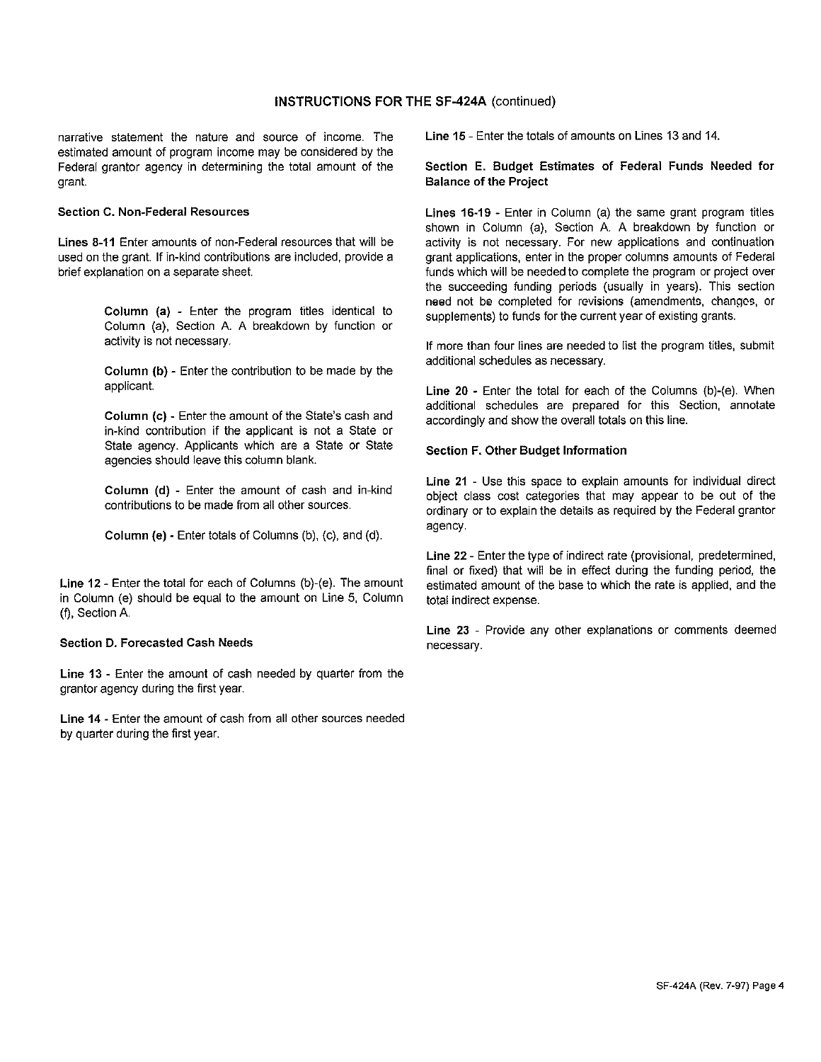## INSTRUCTIONS FOR THE SF-424A (continued)

narrative statement the nature and source of income. The estimated amount of program income may be considered by the Federal grantor agency in determining the total amount of the grant.

### Section C. Non-Federal Resources

**Lines 8-11** Enter amounts of non-Federal resources that will be used on the grant. If in-kind contributions are included, provide a brief explanation on a separate sheet.

> **Column (a)** - Enter the program titles identical to Column (a), Section A. A breakdown by function or activity is not necessary.
>
> **Column (b)** - Enter the contribution to be made by the applicant.
>
> **Column (c)** - Enter the amount of the State's cash and in-kind contribution if the applicant is not a State or State agency. Applicants which are a State or State agencies should leave this column blank.
>
> **Column (d)** - Enter the amount of cash and in-kind contributions to be made from all other sources.
>
> **Column (e)** - Enter totals of Columns (b), (c), and (d).

**Line 12** - Enter the total for each of Columns (b)-(e). The amount in Column (e) should be equal to the amount on Line 5, Column (f), Section A.

### Section D. Forecasted Cash Needs

**Line 13** - Enter the amount of cash needed by quarter from the grantor agency during the first year.

**Line 14** - Enter the amount of cash from all other sources needed by quarter during the first year.

**Line 15** - Enter the totals of amounts on Lines 13 and 14.

### Section E. Budget Estimates of Federal Funds Needed for Balance of the Project

**Lines 16-19** - Enter in Column (a) the same grant program titles shown in Column (a), Section A. A breakdown by function or activity is not necessary. For new applications and continuation grant applications, enter in the proper columns amounts of Federal funds which will be needed to complete the program or project over the succeeding funding periods (usually in years). This section need not be completed for revisions (amendments, changes, or supplements) to funds for the current year of existing grants.

If more than four lines are needed to list the program titles, submit additional schedules as necessary.

**Line 20** - Enter the total for each of the Columns (b)-(e). When additional schedules are prepared for this Section, annotate accordingly and show the overall totals on this line.

### Section F. Other Budget Information

**Line 21** - Use this space to explain amounts for individual direct object class cost categories that may appear to be out of the ordinary or to explain the details as required by the Federal grantor agency.

**Line 22** - Enter the type of indirect rate (provisional, predetermined, final or fixed) that will be in effect during the funding period, the estimated amount of the base to which the rate is applied, and the total indirect expense.

**Line 23** - Provide any other explanations or comments deemed necessary.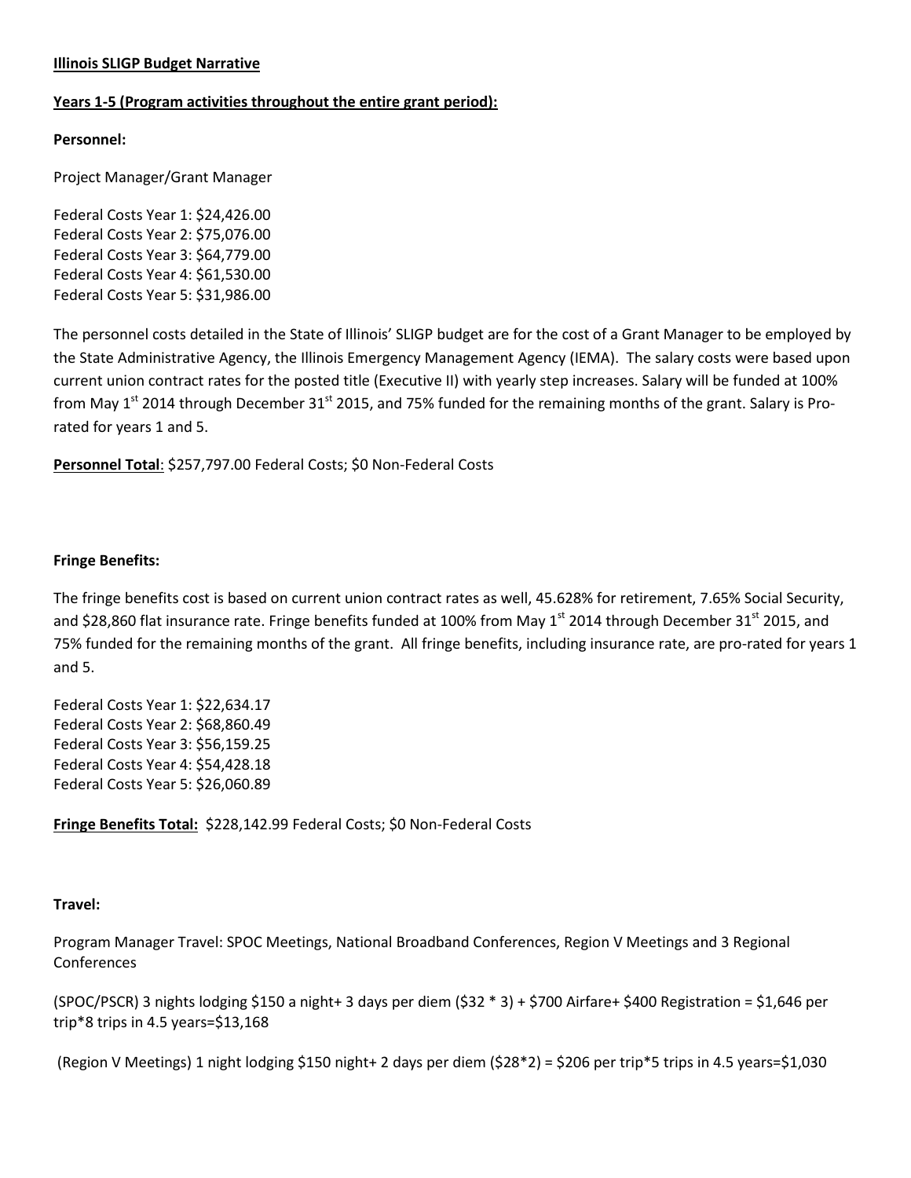**Illinois SLIGP Budget Narrative**

**Years 1-5 (Program activities throughout the entire grant period):**

**Personnel:**

Project Manager/Grant Manager

Federal Costs Year 1: $24,426.00
Federal Costs Year 2: $75,076.00
Federal Costs Year 3: $64,779.00
Federal Costs Year 4: $61,530.00
Federal Costs Year 5: $31,986.00

The personnel costs detailed in the State of Illinois' SLIGP budget are for the cost of a Grant Manager to be employed by the State Administrative Agency, the Illinois Emergency Management Agency (IEMA). The salary costs were based upon current union contract rates for the posted title (Executive II) with yearly step increases. Salary will be funded at 100% from May 1st 2014 through December 31st 2015, and 75% funded for the remaining months of the grant. Salary is Pro-rated for years 1 and 5.

**Personnel Total**: $257,797.00 Federal Costs; $0 Non-Federal Costs

**Fringe Benefits:**

The fringe benefits cost is based on current union contract rates as well, 45.628% for retirement, 7.65% Social Security, and $28,860 flat insurance rate. Fringe benefits funded at 100% from May 1st 2014 through December 31st 2015, and 75% funded for the remaining months of the grant. All fringe benefits, including insurance rate, are pro-rated for years 1 and 5.

Federal Costs Year 1: $22,634.17
Federal Costs Year 2: $68,860.49
Federal Costs Year 3: $56,159.25
Federal Costs Year 4: $54,428.18
Federal Costs Year 5: $26,060.89

**Fringe Benefits Total:** $228,142.99 Federal Costs; $0 Non-Federal Costs

**Travel:**

Program Manager Travel: SPOC Meetings, National Broadband Conferences, Region V Meetings and 3 Regional Conferences

(SPOC/PSCR) 3 nights lodging $150 a night+ 3 days per diem ($32 * 3) + $700 Airfare+ $400 Registration = $1,646 per trip*8 trips in 4.5 years=$13,168

(Region V Meetings) 1 night lodging $150 night+ 2 days per diem ($28*2) = $206 per trip*5 trips in 4.5 years=$1,030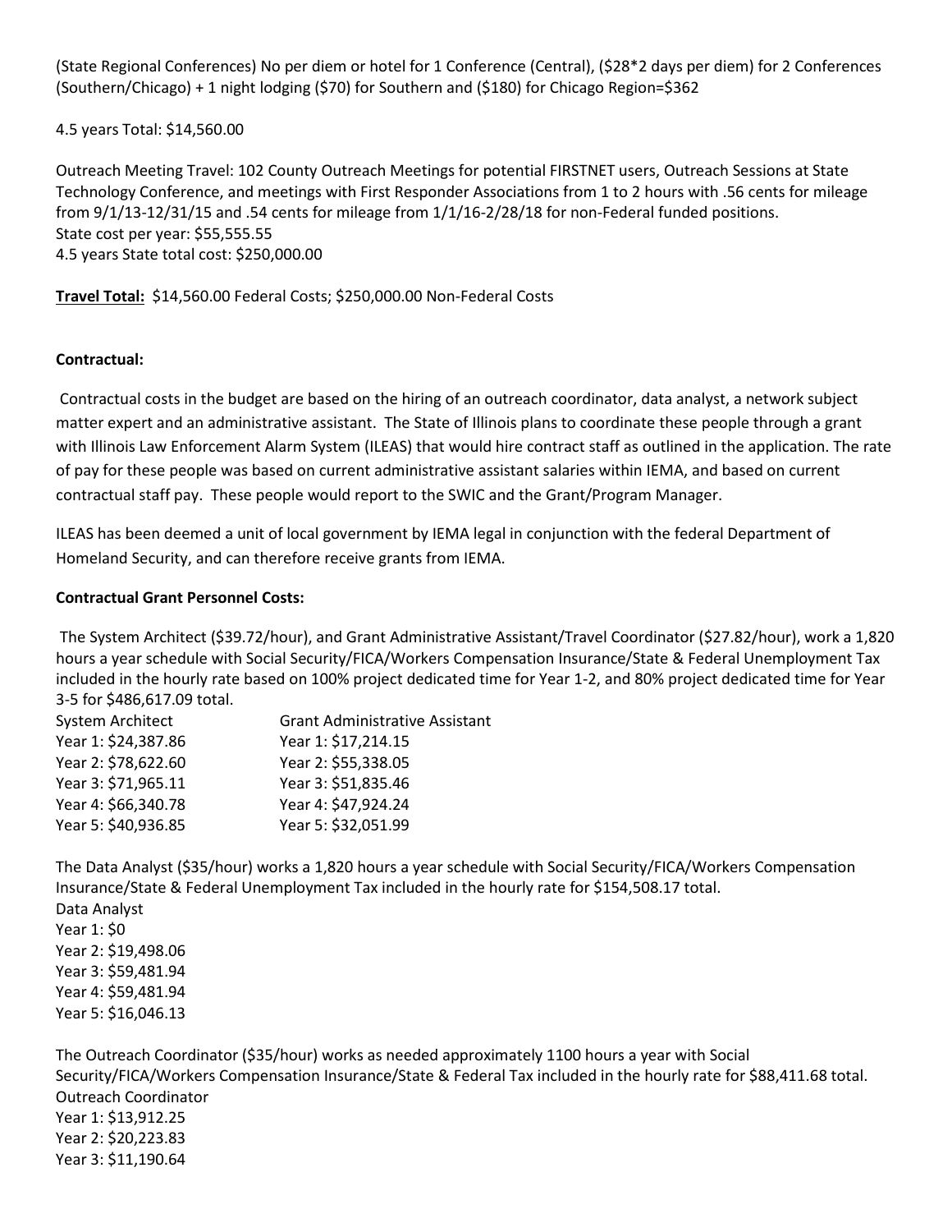(State Regional Conferences) No per diem or hotel for 1 Conference (Central), ($28*2 days per diem) for 2 Conferences (Southern/Chicago) + 1 night lodging ($70) for Southern and ($180) for Chicago Region=$362

4.5 years Total: $14,560.00

Outreach Meeting Travel: 102 County Outreach Meetings for potential FIRSTNET users, Outreach Sessions at State Technology Conference, and meetings with First Responder Associations from 1 to 2 hours with .56 cents for mileage from 9/1/13-12/31/15 and .54 cents for mileage from 1/1/16-2/28/18 for non-Federal funded positions.
State cost per year: $55,555.55
4.5 years State total cost: $250,000.00

**Travel Total:** $14,560.00 Federal Costs; $250,000.00 Non-Federal Costs

**Contractual:**

Contractual costs in the budget are based on the hiring of an outreach coordinator, data analyst, a network subject matter expert and an administrative assistant. The State of Illinois plans to coordinate these people through a grant with Illinois Law Enforcement Alarm System (ILEAS) that would hire contract staff as outlined in the application. The rate of pay for these people was based on current administrative assistant salaries within IEMA, and based on current contractual staff pay. These people would report to the SWIC and the Grant/Program Manager.

ILEAS has been deemed a unit of local government by IEMA legal in conjunction with the federal Department of Homeland Security, and can therefore receive grants from IEMA.

**Contractual Grant Personnel Costs:**

The System Architect ($39.72/hour), and Grant Administrative Assistant/Travel Coordinator ($27.82/hour), work a 1,820 hours a year schedule with Social Security/FICA/Workers Compensation Insurance/State & Federal Unemployment Tax included in the hourly rate based on 100% project dedicated time for Year 1-2, and 80% project dedicated time for Year 3-5 for $486,617.09 total.

| System Architect | Grant Administrative Assistant |
|---|---|
| Year 1: $24,387.86 | Year 1: $17,214.15 |
| Year 2: $78,622.60 | Year 2: $55,338.05 |
| Year 3: $71,965.11 | Year 3: $51,835.46 |
| Year 4: $66,340.78 | Year 4: $47,924.24 |
| Year 5: $40,936.85 | Year 5: $32,051.99 |

The Data Analyst ($35/hour) works a 1,820 hours a year schedule with Social Security/FICA/Workers Compensation Insurance/State & Federal Unemployment Tax included in the hourly rate for $154,508.17 total.

Data Analyst
Year 1: $0
Year 2: $19,498.06
Year 3: $59,481.94
Year 4: $59,481.94
Year 5: $16,046.13

The Outreach Coordinator ($35/hour) works as needed approximately 1100 hours a year with Social Security/FICA/Workers Compensation Insurance/State & Federal Tax included in the hourly rate for $88,411.68 total.

Outreach Coordinator
Year 1: $13,912.25
Year 2: $20,223.83
Year 3: $11,190.64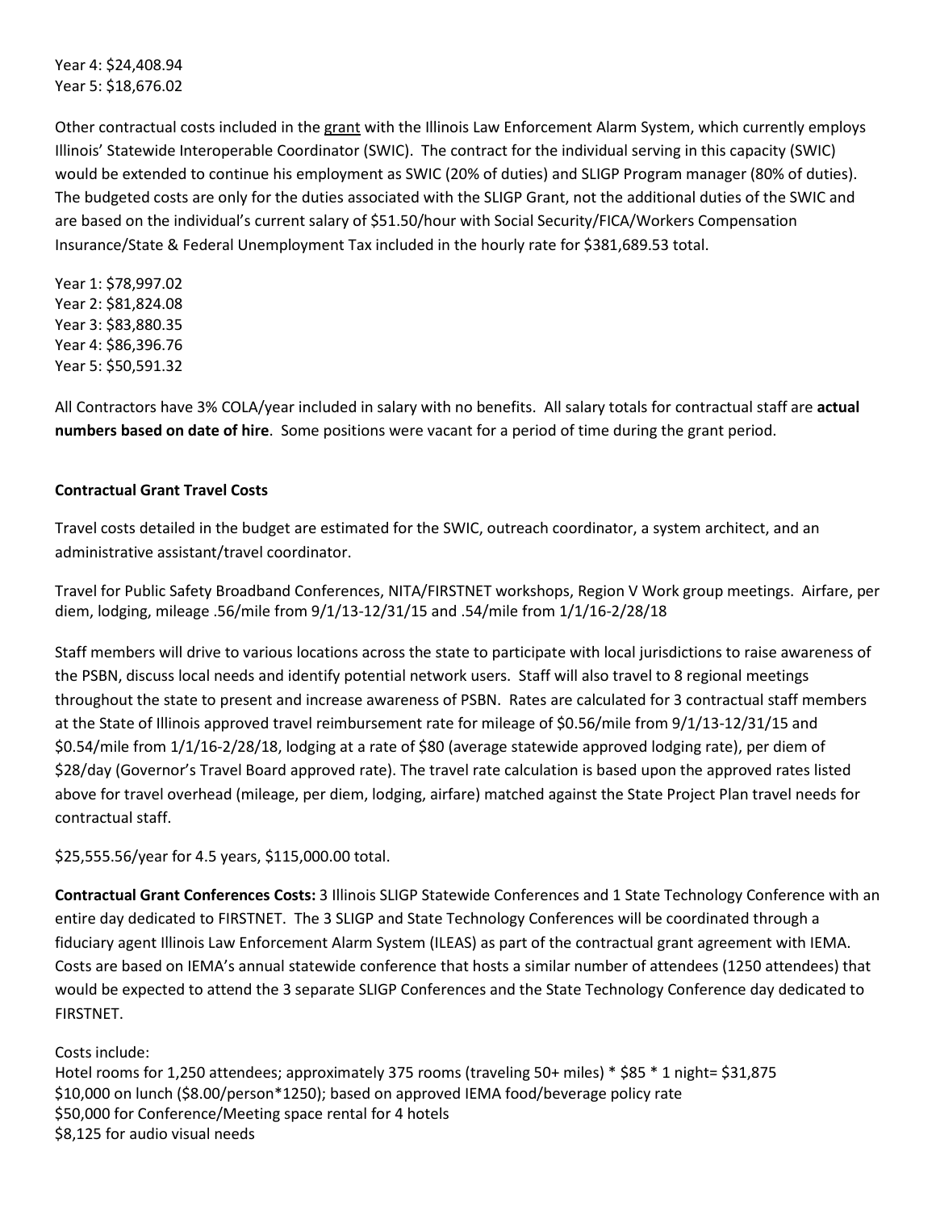Year 4: $24,408.94
Year 5: $18,676.02

Other contractual costs included in the grant with the Illinois Law Enforcement Alarm System, which currently employs Illinois' Statewide Interoperable Coordinator (SWIC). The contract for the individual serving in this capacity (SWIC) would be extended to continue his employment as SWIC (20% of duties) and SLIGP Program manager (80% of duties). The budgeted costs are only for the duties associated with the SLIGP Grant, not the additional duties of the SWIC and are based on the individual's current salary of $51.50/hour with Social Security/FICA/Workers Compensation Insurance/State & Federal Unemployment Tax included in the hourly rate for $381,689.53 total.

Year 1: $78,997.02
Year 2: $81,824.08
Year 3: $83,880.35
Year 4: $86,396.76
Year 5: $50,591.32

All Contractors have 3% COLA/year included in salary with no benefits. All salary totals for contractual staff are **actual numbers based on date of hire**. Some positions were vacant for a period of time during the grant period.

**Contractual Grant Travel Costs**

Travel costs detailed in the budget are estimated for the SWIC, outreach coordinator, a system architect, and an administrative assistant/travel coordinator.

Travel for Public Safety Broadband Conferences, NITA/FIRSTNET workshops, Region V Work group meetings. Airfare, per diem, lodging, mileage .56/mile from 9/1/13-12/31/15 and .54/mile from 1/1/16-2/28/18

Staff members will drive to various locations across the state to participate with local jurisdictions to raise awareness of the PSBN, discuss local needs and identify potential network users. Staff will also travel to 8 regional meetings throughout the state to present and increase awareness of PSBN. Rates are calculated for 3 contractual staff members at the State of Illinois approved travel reimbursement rate for mileage of $0.56/mile from 9/1/13-12/31/15 and $0.54/mile from 1/1/16-2/28/18, lodging at a rate of $80 (average statewide approved lodging rate), per diem of $28/day (Governor's Travel Board approved rate). The travel rate calculation is based upon the approved rates listed above for travel overhead (mileage, per diem, lodging, airfare) matched against the State Project Plan travel needs for contractual staff.

$25,555.56/year for 4.5 years, $115,000.00 total.

**Contractual Grant Conferences Costs:** 3 Illinois SLIGP Statewide Conferences and 1 State Technology Conference with an entire day dedicated to FIRSTNET. The 3 SLIGP and State Technology Conferences will be coordinated through a fiduciary agent Illinois Law Enforcement Alarm System (ILEAS) as part of the contractual grant agreement with IEMA. Costs are based on IEMA's annual statewide conference that hosts a similar number of attendees (1250 attendees) that would be expected to attend the 3 separate SLIGP Conferences and the State Technology Conference day dedicated to FIRSTNET.

Costs include:
Hotel rooms for 1,250 attendees; approximately 375 rooms (traveling 50+ miles) * $85 * 1 night= $31,875
$10,000 on lunch ($8.00/person*1250); based on approved IEMA food/beverage policy rate
$50,000 for Conference/Meeting space rental for 4 hotels
$8,125 for audio visual needs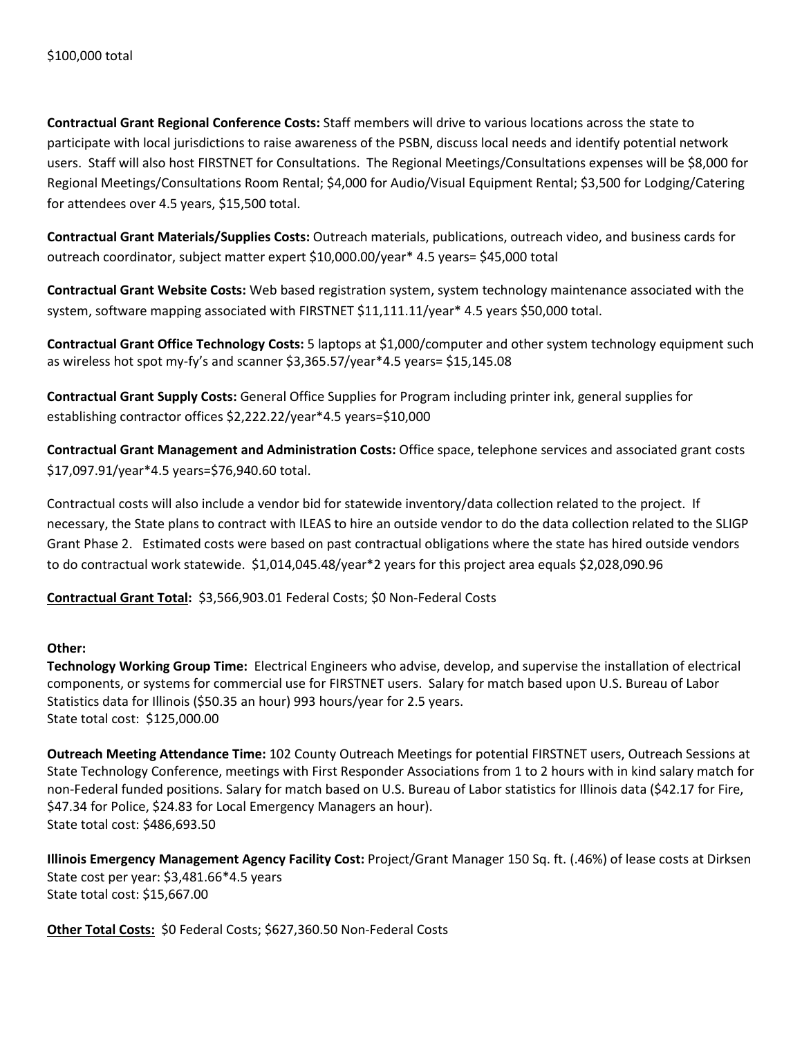$100,000 total

**Contractual Grant Regional Conference Costs:** Staff members will drive to various locations across the state to participate with local jurisdictions to raise awareness of the PSBN, discuss local needs and identify potential network users. Staff will also host FIRSTNET for Consultations. The Regional Meetings/Consultations expenses will be $8,000 for Regional Meetings/Consultations Room Rental; $4,000 for Audio/Visual Equipment Rental; $3,500 for Lodging/Catering for attendees over 4.5 years, $15,500 total.

**Contractual Grant Materials/Supplies Costs:** Outreach materials, publications, outreach video, and business cards for outreach coordinator, subject matter expert $10,000.00/year* 4.5 years= $45,000 total

**Contractual Grant Website Costs:** Web based registration system, system technology maintenance associated with the system, software mapping associated with FIRSTNET $11,111.11/year* 4.5 years $50,000 total.

**Contractual Grant Office Technology Costs:** 5 laptops at $1,000/computer and other system technology equipment such as wireless hot spot my-fy's and scanner $3,365.57/year*4.5 years= $15,145.08

**Contractual Grant Supply Costs:** General Office Supplies for Program including printer ink, general supplies for establishing contractor offices $2,222.22/year*4.5 years=$10,000

**Contractual Grant Management and Administration Costs:** Office space, telephone services and associated grant costs $17,097.91/year*4.5 years=$76,940.60 total.

Contractual costs will also include a vendor bid for statewide inventory/data collection related to the project. If necessary, the State plans to contract with ILEAS to hire an outside vendor to do the data collection related to the SLIGP Grant Phase 2. Estimated costs were based on past contractual obligations where the state has hired outside vendors to do contractual work statewide. $1,014,045.48/year*2 years for this project area equals $2,028,090.96

**Contractual Grant Total:** $3,566,903.01 Federal Costs; $0 Non-Federal Costs

**Other:**

**Technology Working Group Time:** Electrical Engineers who advise, develop, and supervise the installation of electrical components, or systems for commercial use for FIRSTNET users. Salary for match based upon U.S. Bureau of Labor Statistics data for Illinois ($50.35 an hour) 993 hours/year for 2.5 years.
State total cost: $125,000.00

**Outreach Meeting Attendance Time:** 102 County Outreach Meetings for potential FIRSTNET users, Outreach Sessions at State Technology Conference, meetings with First Responder Associations from 1 to 2 hours with in kind salary match for non-Federal funded positions. Salary for match based on U.S. Bureau of Labor statistics for Illinois data ($42.17 for Fire, $47.34 for Police, $24.83 for Local Emergency Managers an hour).
State total cost: $486,693.50

**Illinois Emergency Management Agency Facility Cost:** Project/Grant Manager 150 Sq. ft. (.46%) of lease costs at Dirksen
State cost per year: $3,481.66*4.5 years
State total cost: $15,667.00

**Other Total Costs:** $0 Federal Costs; $627,360.50 Non-Federal Costs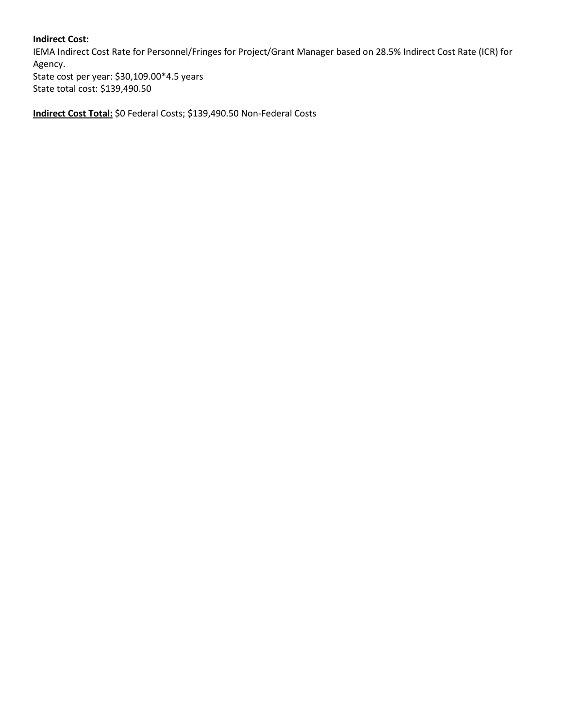**Indirect Cost:**
IEMA Indirect Cost Rate for Personnel/Fringes for Project/Grant Manager based on 28.5% Indirect Cost Rate (ICR) for Agency.
State cost per year: $30,109.00*4.5 years
State total cost: $139,490.50

**<u>Indirect Cost Total:</u>** $0 Federal Costs; $139,490.50 Non-Federal Costs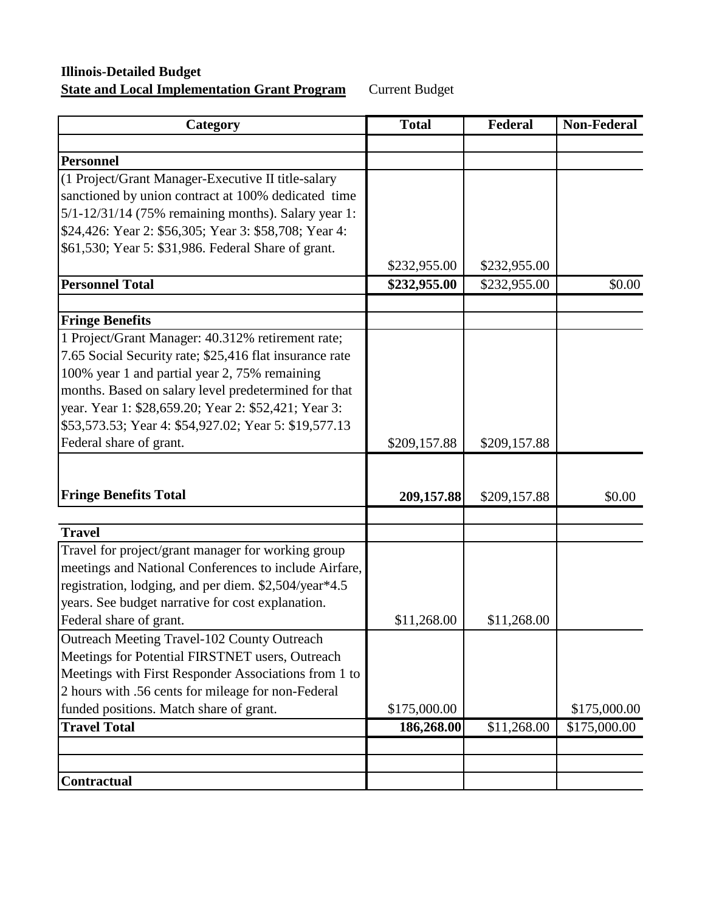**Illinois-Detailed Budget**
**State and Local Implementation Grant Program** Current Budget

| Category | Total | Federal | Non-Federal |
|---|---|---|---|
| | | | |
| **Personnel** | | | |
| (1 Project/Grant Manager-Executive II title-salary sanctioned by union contract at 100% dedicated time 5/1-12/31/14 (75% remaining months). Salary year 1: $24,426: Year 2: $56,305; Year 3: $58,708; Year 4: $61,530; Year 5: $31,986. Federal Share of grant. | $232,955.00 | $232,955.00 | |
| **Personnel Total** | **$232,955.00** | $232,955.00 | $0.00 |
| | | | |
| **Fringe Benefits** | | | |
| 1 Project/Grant Manager: 40.312% retirement rate; 7.65 Social Security rate; $25,416 flat insurance rate 100% year 1 and partial year 2, 75% remaining months. Based on salary level predetermined for that year. Year 1: $28,659.20; Year 2: $52,421; Year 3: $53,573.53; Year 4: $54,927.02; Year 5: $19,577.13 Federal share of grant. | $209,157.88 | $209,157.88 | |
| **Fringe Benefits Total** | **209,157.88** | $209,157.88 | $0.00 |
| | | | |
| **Travel** | | | |
| Travel for project/grant manager for working group meetings and National Conferences to include Airfare, registration, lodging, and per diem. $2,504/year*4.5 years. See budget narrative for cost explanation. Federal share of grant. | $11,268.00 | $11,268.00 | |
| Outreach Meeting Travel-102 County Outreach Meetings for Potential FIRSTNET users, Outreach Meetings with First Responder Associations from 1 to 2 hours with .56 cents for mileage for non-Federal funded positions. Match share of grant. | $175,000.00 | | $175,000.00 |
| **Travel Total** | **186,268.00** | $11,268.00 | $175,000.00 |
| | | | |
| | | | |
| **Contractual** | | | |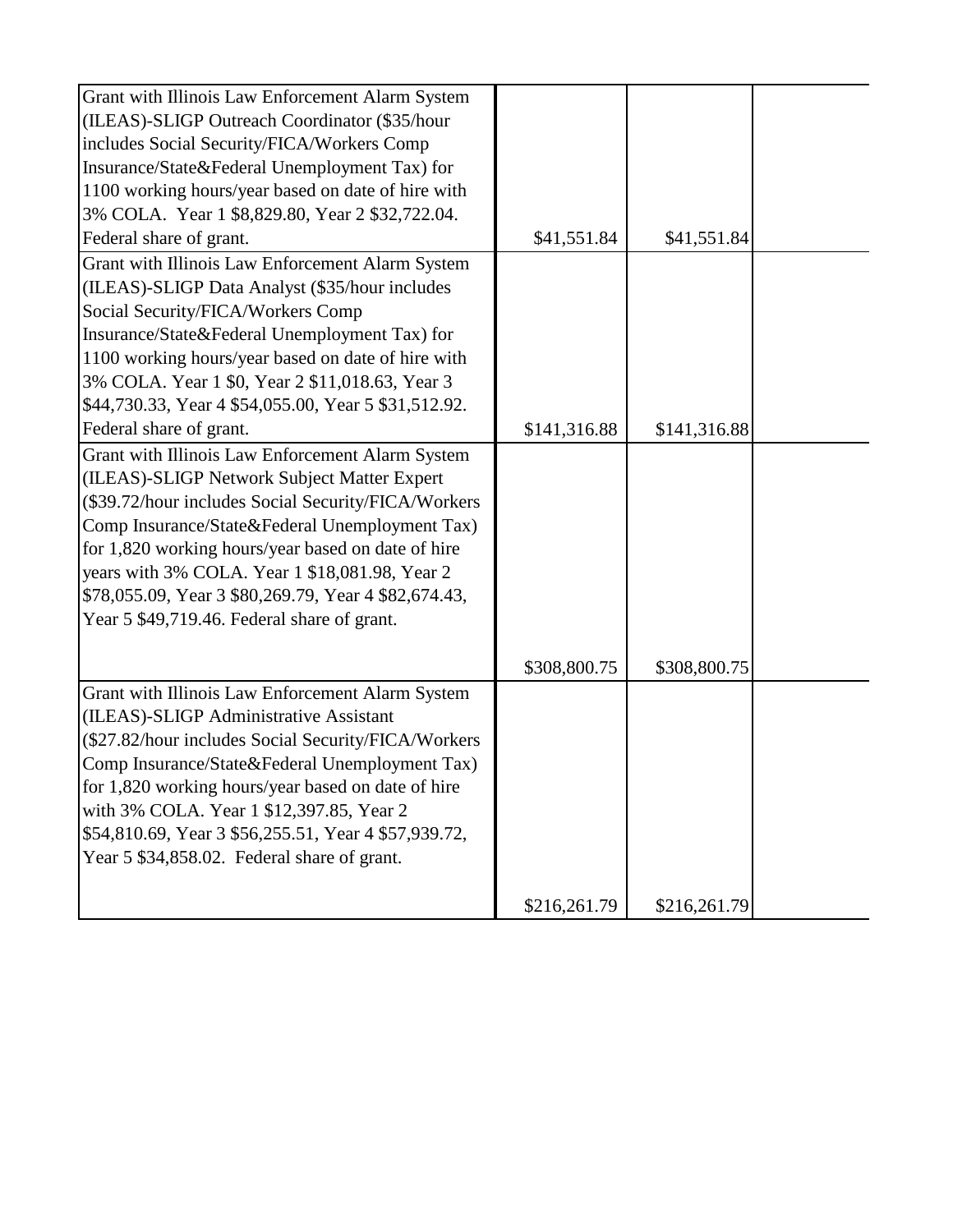| | | | |
|---|---|---|---|
| Grant with Illinois Law Enforcement Alarm System (ILEAS)-SLIGP Outreach Coordinator ($35/hour includes Social Security/FICA/Workers Comp Insurance/State&Federal Unemployment Tax) for 1100 working hours/year based on date of hire with 3% COLA. Year 1 $8,829.80, Year 2 $32,722.04. Federal share of grant. | $41,551.84 | $41,551.84 | |
| Grant with Illinois Law Enforcement Alarm System (ILEAS)-SLIGP Data Analyst ($35/hour includes Social Security/FICA/Workers Comp Insurance/State&Federal Unemployment Tax) for 1100 working hours/year based on date of hire with 3% COLA. Year 1 $0, Year 2 $11,018.63, Year 3 $44,730.33, Year 4 $54,055.00, Year 5 $31,512.92. Federal share of grant. | $141,316.88 | $141,316.88 | |
| Grant with Illinois Law Enforcement Alarm System (ILEAS)-SLIGP Network Subject Matter Expert ($39.72/hour includes Social Security/FICA/Workers Comp Insurance/State&Federal Unemployment Tax) for 1,820 working hours/year based on date of hire years with 3% COLA. Year 1 $18,081.98, Year 2 $78,055.09, Year 3 $80,269.79, Year 4 $82,674.43, Year 5 $49,719.46. Federal share of grant. | $308,800.75 | $308,800.75 | |
| Grant with Illinois Law Enforcement Alarm System (ILEAS)-SLIGP Administrative Assistant ($27.82/hour includes Social Security/FICA/Workers Comp Insurance/State&Federal Unemployment Tax) for 1,820 working hours/year based on date of hire with 3% COLA. Year 1 $12,397.85, Year 2 $54,810.69, Year 3 $56,255.51, Year 4 $57,939.72, Year 5 $34,858.02. Federal share of grant. | $216,261.79 | $216,261.79 | |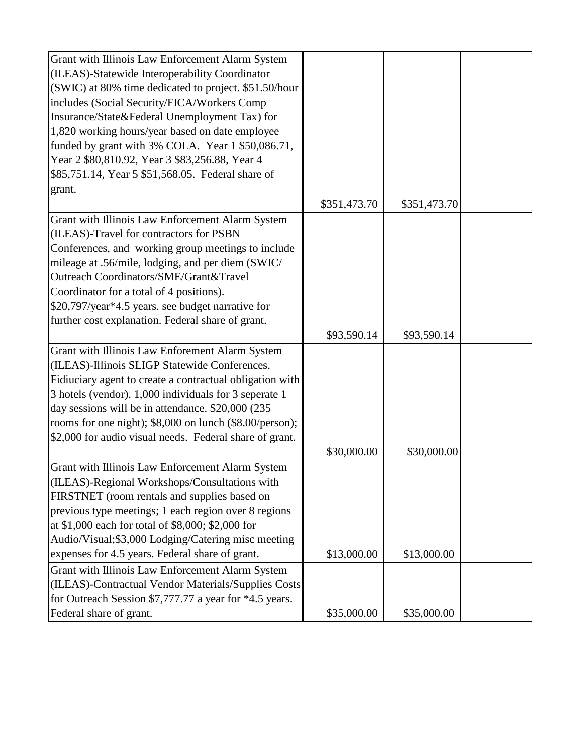| | | | |
|---|---|---|---|
| Grant with Illinois Law Enforcement Alarm System (ILEAS)-Statewide Interoperability Coordinator (SWIC) at 80% time dedicated to project. $51.50/hour includes (Social Security/FICA/Workers Comp Insurance/State&Federal Unemployment Tax) for 1,820 working hours/year based on date employee funded by grant with 3% COLA. Year 1 $50,086.71, Year 2 $80,810.92, Year 3 $83,256.88, Year 4 $85,751.14, Year 5 $51,568.05. Federal share of grant. | $351,473.70 | $351,473.70 | |
| Grant with Illinois Law Enforcement Alarm System (ILEAS)-Travel for contractors for PSBN Conferences, and working group meetings to include mileage at .56/mile, lodging, and per diem (SWIC/ Outreach Coordinators/SME/Grant&Travel Coordinator for a total of 4 positions). $20,797/year*4.5 years. see budget narrative for further cost explanation. Federal share of grant. | $93,590.14 | $93,590.14 | |
| Grant with Illinois Law Enforement Alarm System (ILEAS)-Illinois SLIGP Statewide Conferences. Fiduciary agent to create a contractual obligation with 3 hotels (vendor). 1,000 individuals for 3 seperate 1 day sessions will be in attendance. $20,000 (235 rooms for one night); $8,000 on lunch ($8.00/person); $2,000 for audio visual needs. Federal share of grant. | $30,000.00 | $30,000.00 | |
| Grant with Illinois Law Enforcement Alarm System (ILEAS)-Regional Workshops/Consultations with FIRSTNET (room rentals and supplies based on previous type meetings; 1 each region over 8 regions at $1,000 each for total of $8,000; $2,000 for Audio/Visual;$3,000 Lodging/Catering misc meeting expenses for 4.5 years. Federal share of grant. | $13,000.00 | $13,000.00 | |
| Grant with Illinois Law Enforcement Alarm System (ILEAS)-Contractual Vendor Materials/Supplies Costs for Outreach Session $7,777.77 a year for *4.5 years. Federal share of grant. | $35,000.00 | $35,000.00 | |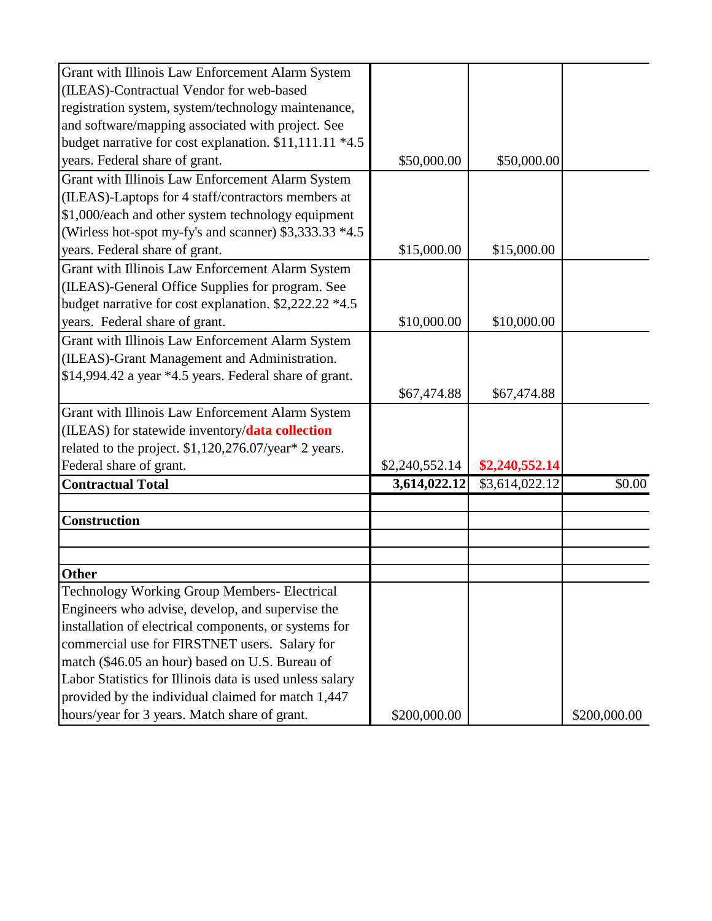| | | | |
|---|---|---|---|
| Grant with Illinois Law Enforcement Alarm System (ILEAS)-Contractual Vendor for web-based registration system, system/technology maintenance, and software/mapping associated with project. See budget narrative for cost explanation. $11,111.11 *4.5 years. Federal share of grant. | $50,000.00 | $50,000.00 | |
| Grant with Illinois Law Enforcement Alarm System (ILEAS)-Laptops for 4 staff/contractors members at $1,000/each and other system technology equipment (Wirless hot-spot my-fy's and scanner) $3,333.33 *4.5 years. Federal share of grant. | $15,000.00 | $15,000.00 | |
| Grant with Illinois Law Enforcement Alarm System (ILEAS)-General Office Supplies for program. See budget narrative for cost explanation. $2,222.22 *4.5 years. Federal share of grant. | $10,000.00 | $10,000.00 | |
| Grant with Illinois Law Enforcement Alarm System (ILEAS)-Grant Management and Administration. $14,994.42 a year *4.5 years. Federal share of grant. | $67,474.88 | $67,474.88 | |
| Grant with Illinois Law Enforcement Alarm System (ILEAS) for statewide inventory/**data collection** related to the project. $1,120,276.07/year* 2 years. Federal share of grant. | $2,240,552.14 | **$2,240,552.14** | |
| **Contractual Total** | **3,614,022.12** | $3,614,022.12 | $0.00 |
| | | | |
| **Construction** | | | |
| | | | |
| | | | |
| **Other** | | | |
| Technology Working Group Members- Electrical Engineers who advise, develop, and supervise the installation of electrical components, or systems for commercial use for FIRSTNET users. Salary for match ($46.05 an hour) based on U.S. Bureau of Labor Statistics for Illinois data is used unless salary provided by the individual claimed for match 1,447 hours/year for 3 years. Match share of grant. | $200,000.00 | | $200,000.00 |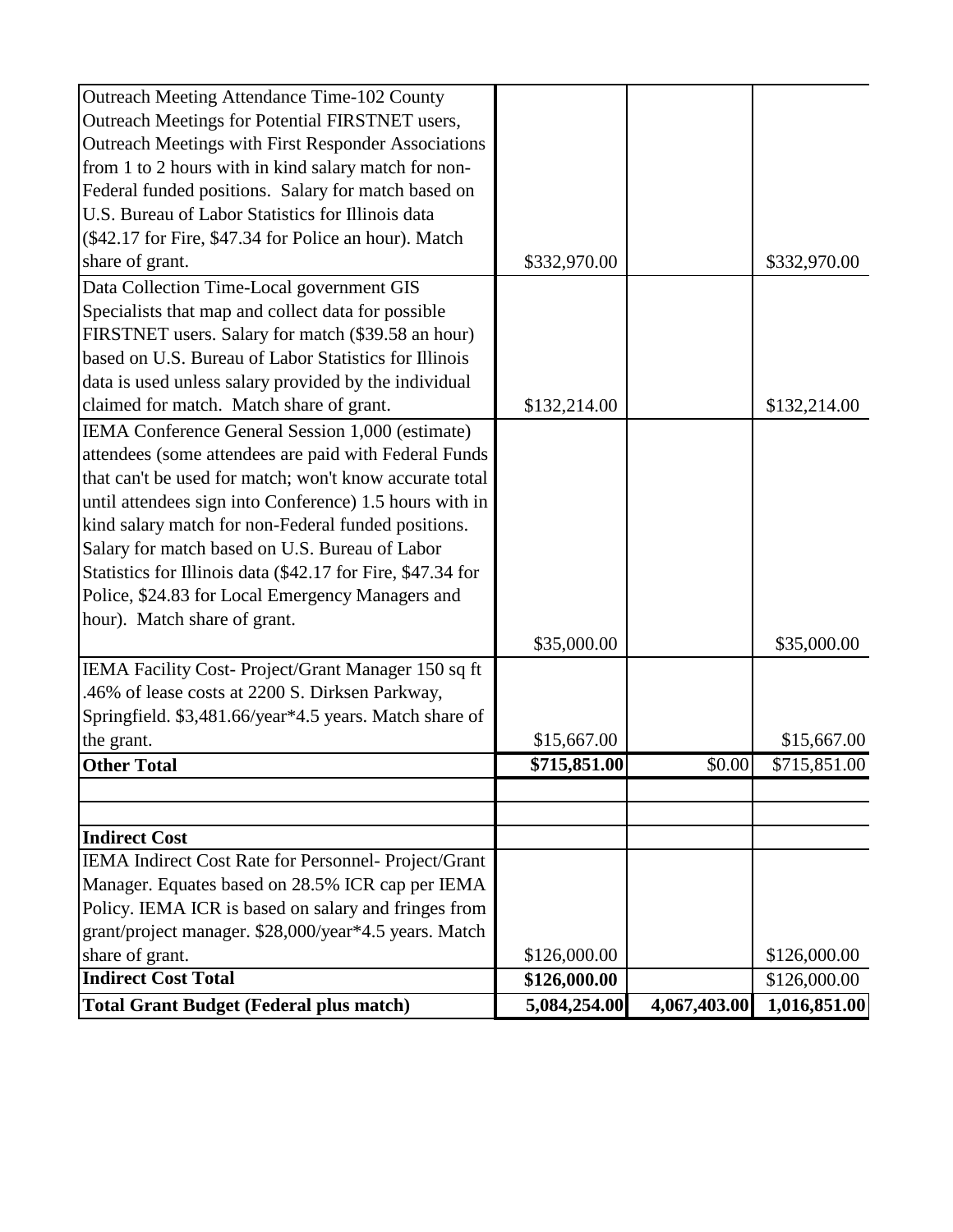| | | | |
|---|---|---|---|
| Outreach Meeting Attendance Time-102 County Outreach Meetings for Potential FIRSTNET users, Outreach Meetings with First Responder Associations from 1 to 2 hours with in kind salary match for non-Federal funded positions. Salary for match based on U.S. Bureau of Labor Statistics for Illinois data ($42.17 for Fire, $47.34 for Police an hour). Match share of grant. | $332,970.00 | | $332,970.00 |
| Data Collection Time-Local government GIS Specialists that map and collect data for possible FIRSTNET users. Salary for match ($39.58 an hour) based on U.S. Bureau of Labor Statistics for Illinois data is used unless salary provided by the individual claimed for match. Match share of grant. | $132,214.00 | | $132,214.00 |
| IEMA Conference General Session 1,000 (estimate) attendees (some attendees are paid with Federal Funds that can't be used for match; won't know accurate total until attendees sign into Conference) 1.5 hours with in kind salary match for non-Federal funded positions. Salary for match based on U.S. Bureau of Labor Statistics for Illinois data ($42.17 for Fire, $47.34 for Police, $24.83 for Local Emergency Managers and hour). Match share of grant. | $35,000.00 | | $35,000.00 |
| IEMA Facility Cost- Project/Grant Manager 150 sq ft .46% of lease costs at 2200 S. Dirksen Parkway, Springfield. $3,481.66/year*4.5 years. Match share of the grant. | $15,667.00 | | $15,667.00 |
| **Other Total** | **$715,851.00** | $0.00 | $715,851.00 |
| | | | |
| | | | |
| **Indirect Cost** | | | |
| IEMA Indirect Cost Rate for Personnel- Project/Grant Manager. Equates based on 28.5% ICR cap per IEMA Policy. IEMA ICR is based on salary and fringes from grant/project manager. $28,000/year*4.5 years. Match share of grant. | $126,000.00 | | $126,000.00 |
| **Indirect Cost Total** | **$126,000.00** | | $126,000.00 |
| **Total Grant Budget (Federal plus match)** | **5,084,254.00** | **4,067,403.00** | **1,016,851.00** |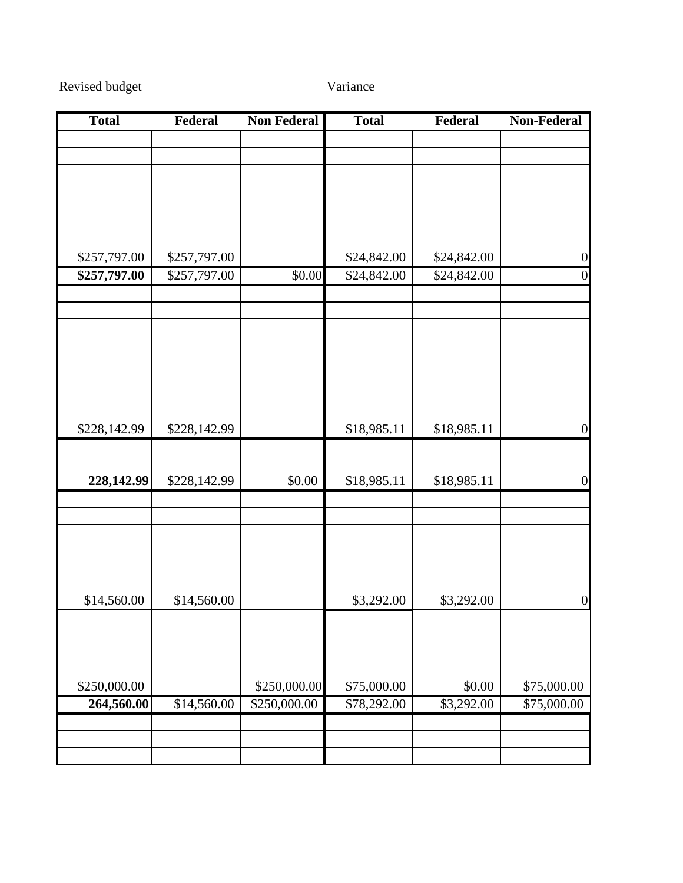Revised budget Variance

| Total | Federal | Non Federal | Total | Federal | Non-Federal |
|---|---|---|---|---|---|
| | | | | | |
| | | | | | |
| $257,797.00 | $257,797.00 | | $24,842.00 | $24,842.00 | 0 |
| **$257,797.00** | $257,797.00 | $0.00 | $24,842.00 | $24,842.00 | 0 |
| | | | | | |
| | | | | | |
| $228,142.99 | $228,142.99 | | $18,985.11 | $18,985.11 | 0 |
| **228,142.99** | $228,142.99 | $0.00 | $18,985.11 | $18,985.11 | 0 |
| | | | | | |
| | | | | | |
| $14,560.00 | $14,560.00 | | $3,292.00 | $3,292.00 | 0 |
| $250,000.00 | | $250,000.00 | $75,000.00 | $0.00 | $75,000.00 |
| **264,560.00** | $14,560.00 | $250,000.00 | $78,292.00 | $3,292.00 | $75,000.00 |
| | | | | | |
| | | | | | |
| | | | | | |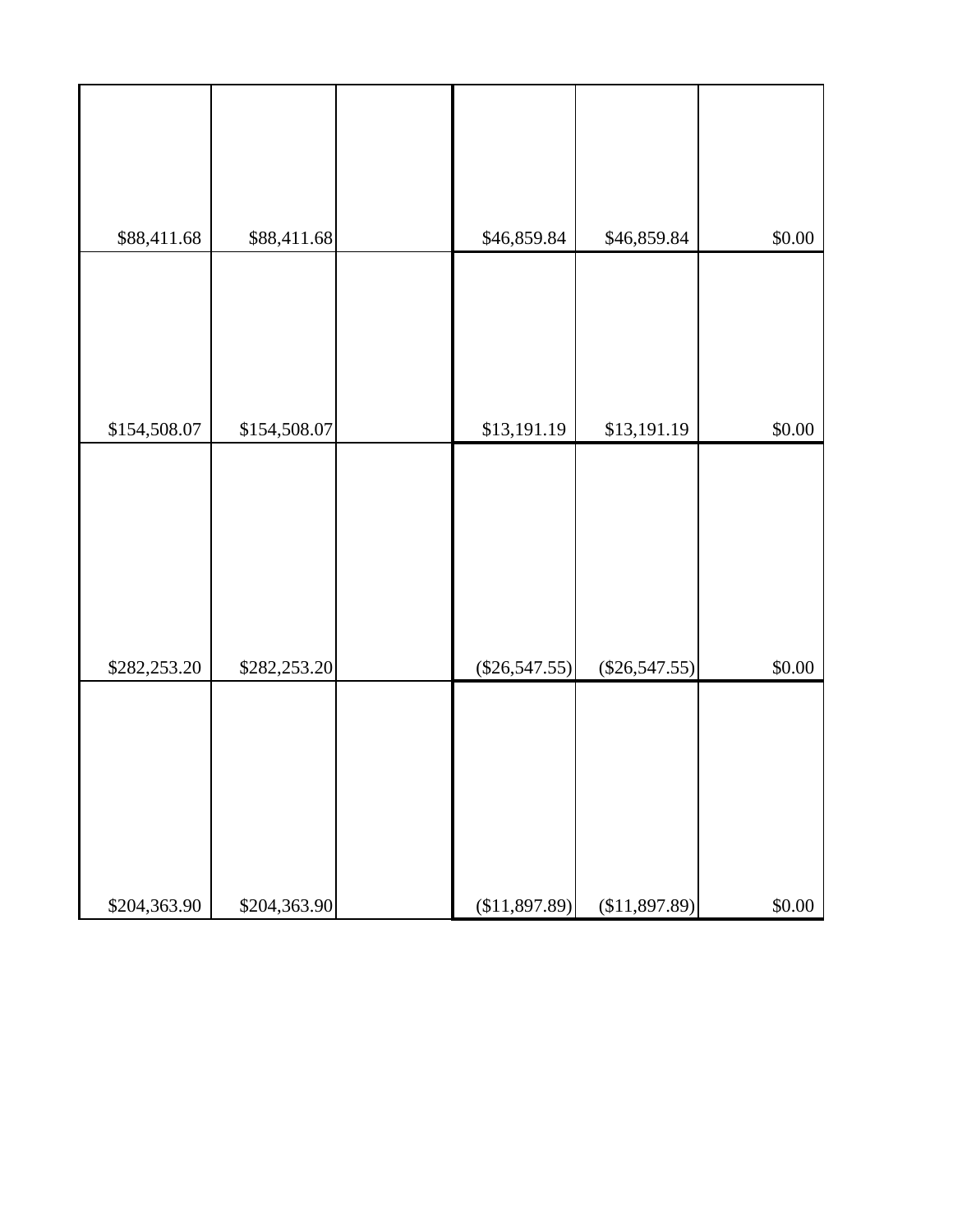| | | | | | |
|---|---|---|---|---|---|
| $88,411.68 | $88,411.68 | | $46,859.84 | $46,859.84 | $0.00 |
| $154,508.07 | $154,508.07 | | $13,191.19 | $13,191.19 | $0.00 |
| $282,253.20 | $282,253.20 | | ($26,547.55) | ($26,547.55) | $0.00 |
| $204,363.90 | $204,363.90 | | ($11,897.89) | ($11,897.89) | $0.00 |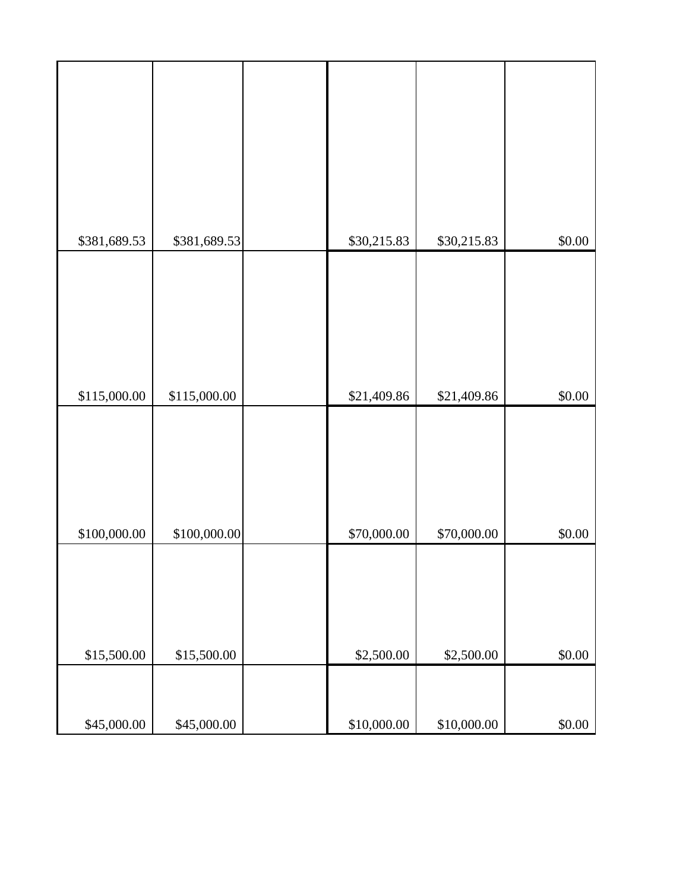| | | | | | |
|---|---|---|---|---|---|
| $381,689.53 | $381,689.53 | | $30,215.83 | $30,215.83 | $0.00 |
| $115,000.00 | $115,000.00 | | $21,409.86 | $21,409.86 | $0.00 |
| $100,000.00 | $100,000.00 | | $70,000.00 | $70,000.00 | $0.00 |
| $15,500.00 | $15,500.00 | | $2,500.00 | $2,500.00 | $0.00 |
| $45,000.00 | $45,000.00 | | $10,000.00 | $10,000.00 | $0.00 |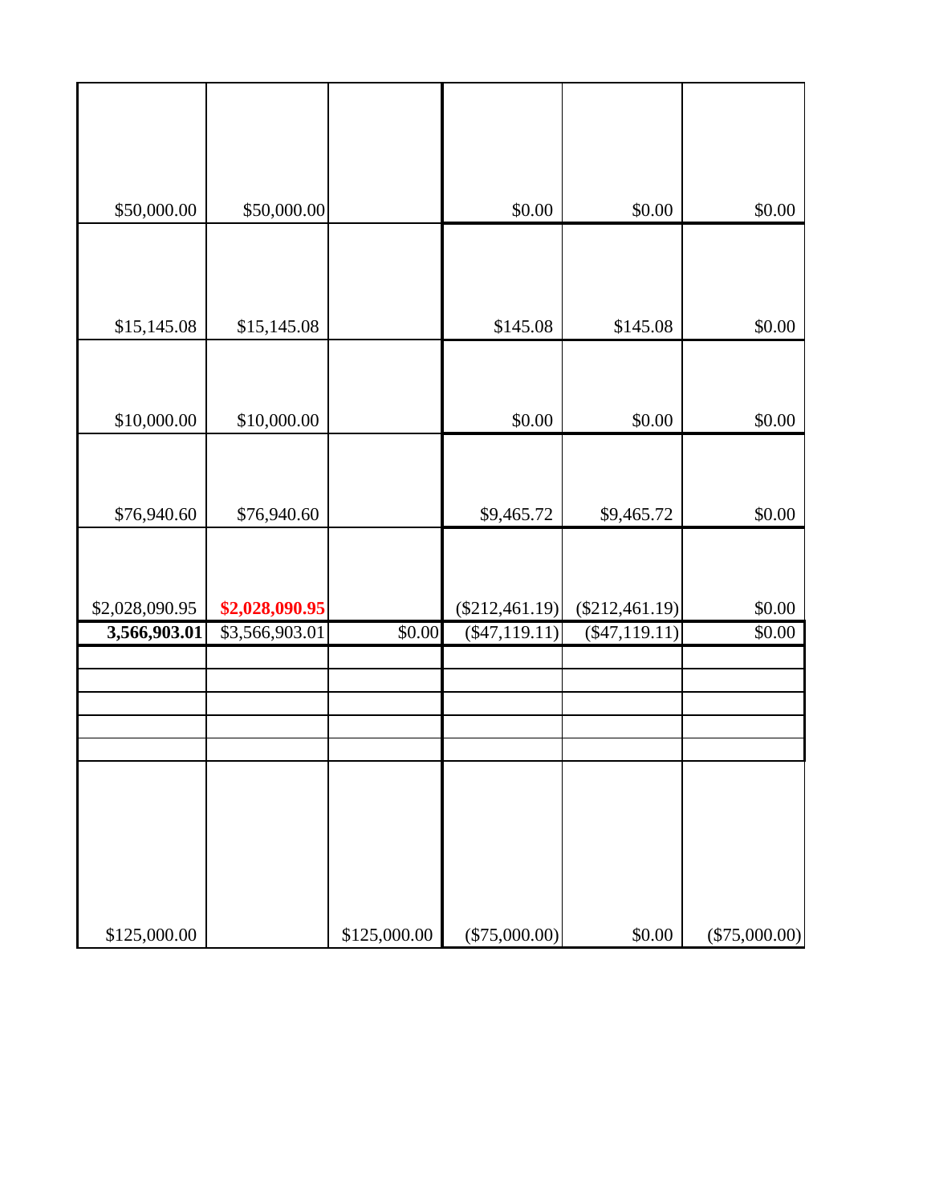| | | | | | |
|---|---|---|---|---|---|
| $50,000.00 | $50,000.00 | | $0.00 | $0.00 | $0.00 |
| $15,145.08 | $15,145.08 | | $145.08 | $145.08 | $0.00 |
| $10,000.00 | $10,000.00 | | $0.00 | $0.00 | $0.00 |
| $76,940.60 | $76,940.60 | | $9,465.72 | $9,465.72 | $0.00 |
| $2,028,090.95 | **$2,028,090.95** | | ($212,461.19) | ($212,461.19) | $0.00 |
| **3,566,903.01** | $3,566,903.01 | $0.00 | ($47,119.11) | ($47,119.11) | $0.00 |
| | | | | | |
| | | | | | |
| | | | | | |
| | | | | | |
| | | | | | |
| $125,000.00 | | $125,000.00 | ($75,000.00) | $0.00 | ($75,000.00) |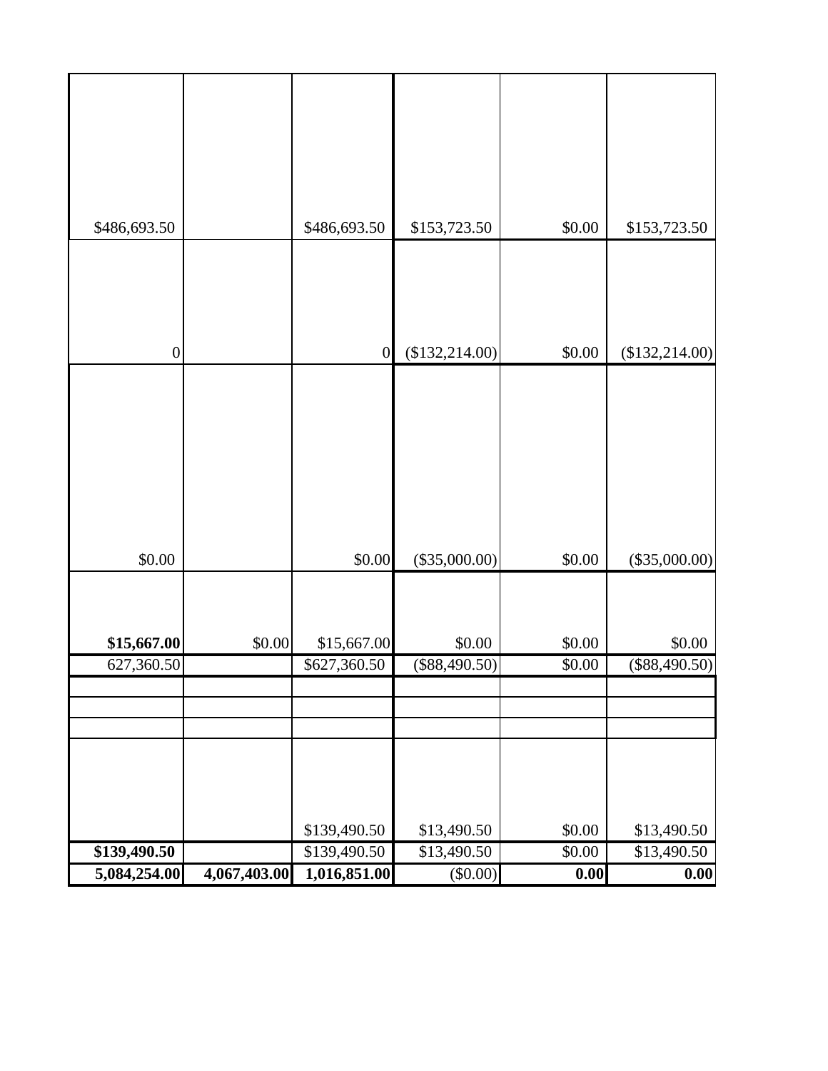| | | | | | |
|---|---|---|---|---|---|
| $486,693.50 | | $486,693.50 | $153,723.50 | $0.00 | $153,723.50 |
| 0 | | 0 | ($132,214.00) | $0.00 | ($132,214.00) |
| $0.00 | | $0.00 | ($35,000.00) | $0.00 | ($35,000.00) |
| **$15,667.00** | $0.00 | $15,667.00 | $0.00 | $0.00 | $0.00 |
| 627,360.50 | | $627,360.50 | ($88,490.50) | $0.00 | ($88,490.50) |
| | | | | | |
| | | | | | |
| | | | | | |
| | | $139,490.50 | $13,490.50 | $0.00 | $13,490.50 |
| **$139,490.50** | | $139,490.50 | $13,490.50 | $0.00 | $13,490.50 |
| **5,084,254.00** | **4,067,403.00** | **1,016,851.00** | ($0.00) | **0.00** | **0.00** |